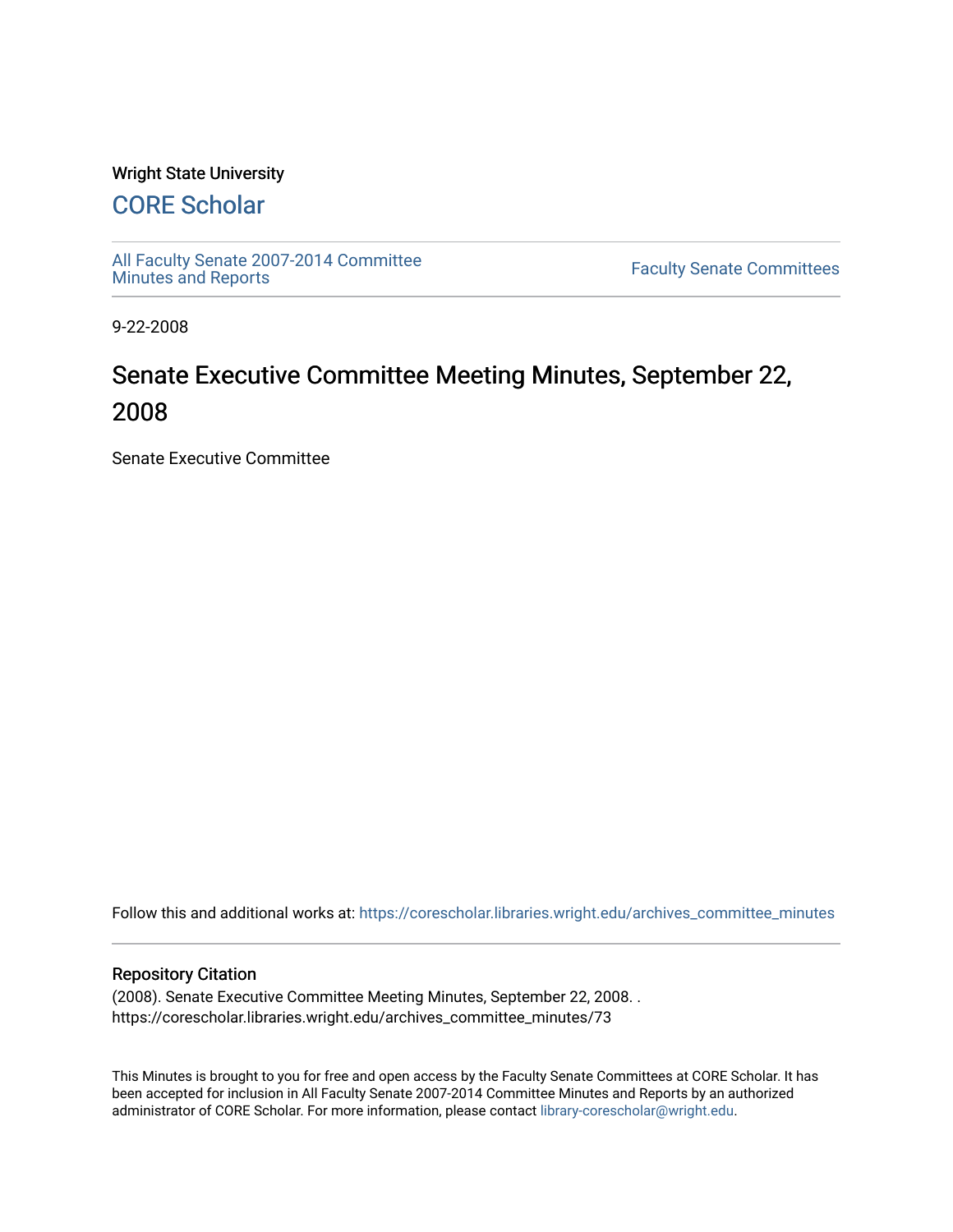Wright State University

## CORE Scholar

All Faculty Senate 2007-2014 Committee Minutes and Reports

Faculty Senate Committees

9-22-2008

# Senate Executive Committee Meeting Minutes, September 22, 2008

Senate Executive Committee

Follow this and additional works at: https://corescholar.libraries.wright.edu/archives_committee_minutes

## Repository Citation

(2008). Senate Executive Committee Meeting Minutes, September 22, 2008. . https://corescholar.libraries.wright.edu/archives_committee_minutes/73

This Minutes is brought to you for free and open access by the Faculty Senate Committees at CORE Scholar. It has been accepted for inclusion in All Faculty Senate 2007-2014 Committee Minutes and Reports by an authorized administrator of CORE Scholar. For more information, please contact library-corescholar@wright.edu.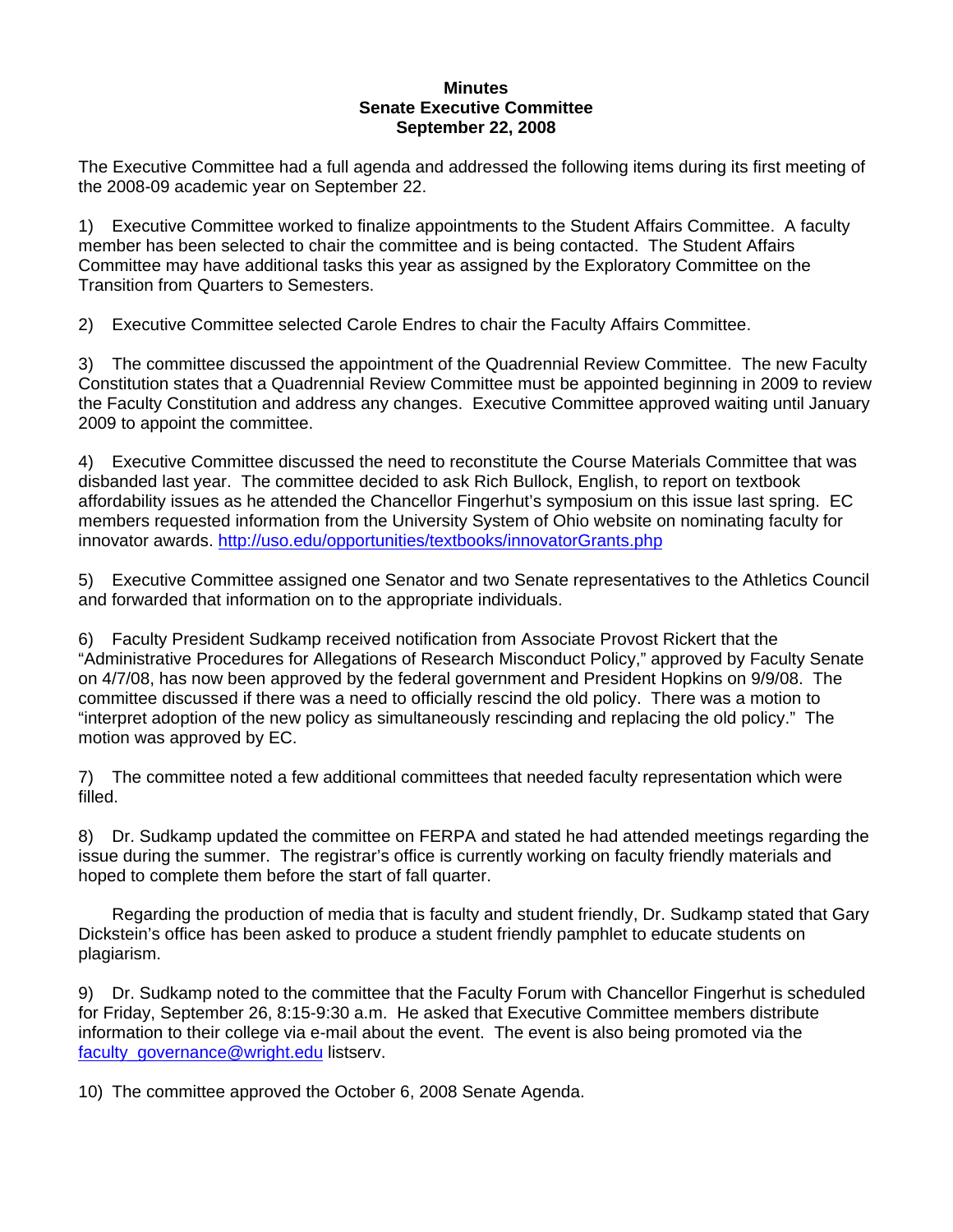**Minutes**
**Senate Executive Committee**
**September 22, 2008**

The Executive Committee had a full agenda and addressed the following items during its first meeting of the 2008-09 academic year on September 22.

1) Executive Committee worked to finalize appointments to the Student Affairs Committee. A faculty member has been selected to chair the committee and is being contacted. The Student Affairs Committee may have additional tasks this year as assigned by the Exploratory Committee on the Transition from Quarters to Semesters.

2) Executive Committee selected Carole Endres to chair the Faculty Affairs Committee.

3) The committee discussed the appointment of the Quadrennial Review Committee. The new Faculty Constitution states that a Quadrennial Review Committee must be appointed beginning in 2009 to review the Faculty Constitution and address any changes. Executive Committee approved waiting until January 2009 to appoint the committee.

4) Executive Committee discussed the need to reconstitute the Course Materials Committee that was disbanded last year. The committee decided to ask Rich Bullock, English, to report on textbook affordability issues as he attended the Chancellor Fingerhut's symposium on this issue last spring. EC members requested information from the University System of Ohio website on nominating faculty for innovator awards. http://uso.edu/opportunities/textbooks/innovatorGrants.php

5) Executive Committee assigned one Senator and two Senate representatives to the Athletics Council and forwarded that information on to the appropriate individuals.

6) Faculty President Sudkamp received notification from Associate Provost Rickert that the "Administrative Procedures for Allegations of Research Misconduct Policy," approved by Faculty Senate on 4/7/08, has now been approved by the federal government and President Hopkins on 9/9/08. The committee discussed if there was a need to officially rescind the old policy. There was a motion to "interpret adoption of the new policy as simultaneously rescinding and replacing the old policy." The motion was approved by EC.

7) The committee noted a few additional committees that needed faculty representation which were filled.

8) Dr. Sudkamp updated the committee on FERPA and stated he had attended meetings regarding the issue during the summer. The registrar's office is currently working on faculty friendly materials and hoped to complete them before the start of fall quarter.

Regarding the production of media that is faculty and student friendly, Dr. Sudkamp stated that Gary Dickstein's office has been asked to produce a student friendly pamphlet to educate students on plagiarism.

9) Dr. Sudkamp noted to the committee that the Faculty Forum with Chancellor Fingerhut is scheduled for Friday, September 26, 8:15-9:30 a.m. He asked that Executive Committee members distribute information to their college via e-mail about the event. The event is also being promoted via the faculty_governance@wright.edu listserv.

10) The committee approved the October 6, 2008 Senate Agenda.